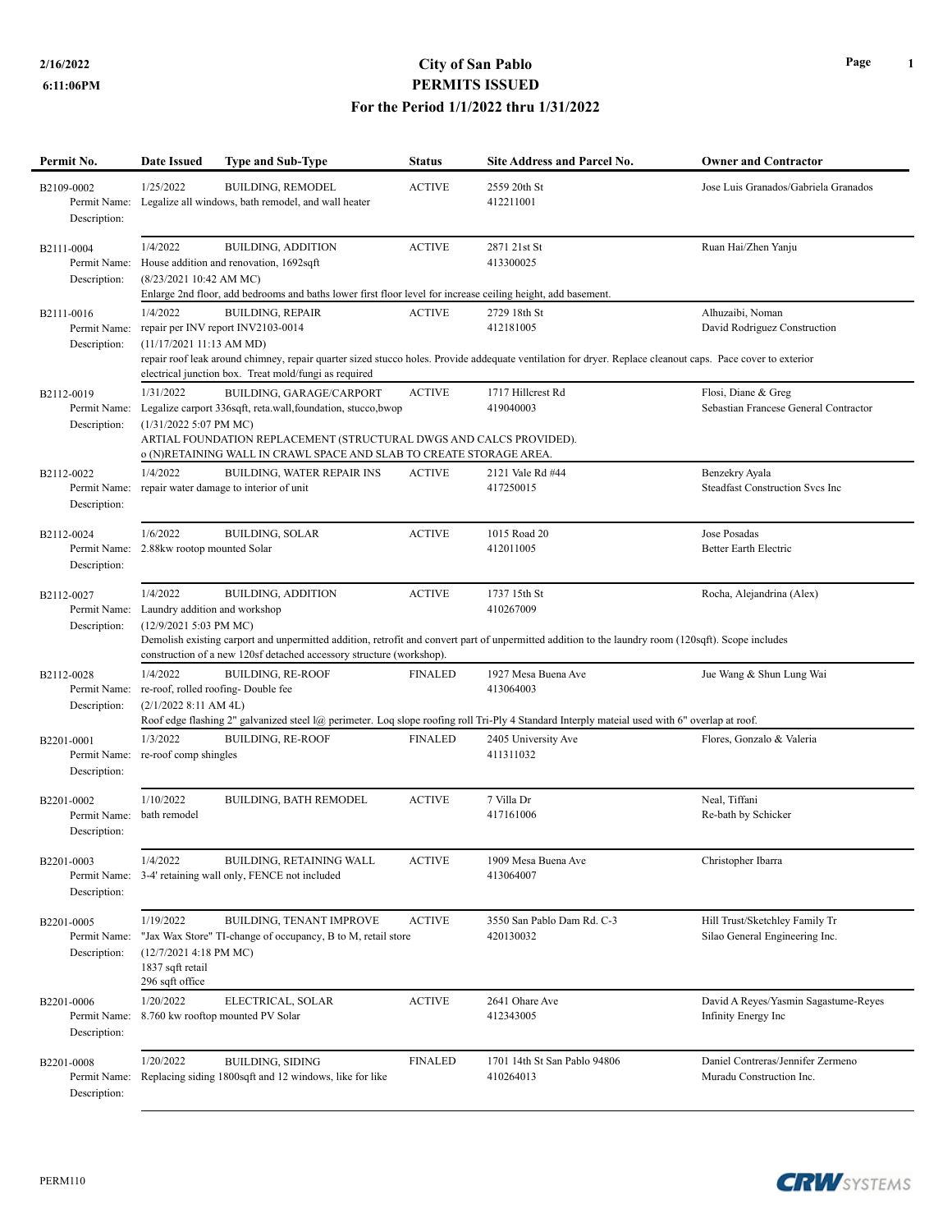# City of San Pablo
## PERMITS ISSUED
### For the Period 1/1/2022 thru 1/31/2022

2/16/2022
6:11:06PM

| Permit No. | Date Issued | Type and Sub-Type | Status | Site Address and Parcel No. | Owner and Contractor |
|---|---|---|---|---|---|
| B2109-0002 | 1/25/2022 | BUILDING, REMODEL | ACTIVE | 2559 20th St<br>412211001 | Jose Luis Granados/Gabriela Granados |
| Permit Name: | Legalize all windows, bath remodel, and wall heater | | | | |
| Description: | | | | | |
| B2111-0004 | 1/4/2022 | BUILDING, ADDITION | ACTIVE | 2871 21st St<br>413300025 | Ruan Hai/Zhen Yanju |
| Permit Name: | House addition and renovation, 1692sqft | | | | |
| Description: | (8/23/2021 10:42 AM MC)<br>Enlarge 2nd floor, add bedrooms and baths lower first floor level for increase ceiling height, add basement. | | | | |
| B2111-0016 | 1/4/2022 | BUILDING, REPAIR | ACTIVE | 2729 18th St<br>412181005 | Alhuzaibi, Noman<br>David Rodriguez Construction |
| Permit Name: | repair per INV report INV2103-0014 | | | | |
| Description: | (11/17/2021 11:13 AM MD)<br>repair roof leak around chimney, repair quarter sized stucco holes. Provide addequate ventilation for dryer. Replace cleanout caps. Pace cover to exterior electrical junction box. Treat mold/fungi as required | | | | |
| B2112-0019 | 1/31/2022 | BUILDING, GARAGE/CARPORT | ACTIVE | 1717 Hillcrest Rd<br>419040003 | Flosi, Diane & Greg<br>Sebastian Francese General Contractor |
| Permit Name: | Legalize carport 336sqft, reta.wall,foundation, stucco,bwop | | | | |
| Description: | (1/31/2022 5:07 PM MC)<br>ARTIAL FOUNDATION REPLACEMENT (STRUCTURAL DWGS AND CALCS PROVIDED).<br>o (N)RETAINING WALL IN CRAWL SPACE AND SLAB TO CREATE STORAGE AREA. | | | | |
| B2112-0022 | 1/4/2022 | BUILDING, WATER REPAIR INS | ACTIVE | 2121 Vale Rd #44<br>417250015 | Benzekry Ayala<br>Steadfast Construction Svcs Inc |
| Permit Name: | repair water damage to interior of unit | | | | |
| Description: | | | | | |
| B2112-0024 | 1/6/2022 | BUILDING, SOLAR | ACTIVE | 1015 Road 20<br>412011005 | Jose Posadas<br>Better Earth Electric |
| Permit Name: | 2.88kw rootop mounted Solar | | | | |
| Description: | | | | | |
| B2112-0027 | 1/4/2022 | BUILDING, ADDITION | ACTIVE | 1737 15th St<br>410267009 | Rocha, Alejandrina (Alex) |
| Permit Name: | Laundry addition and workshop | | | | |
| Description: | (12/9/2021 5:03 PM MC)<br>Demolish existing carport and unpermitted addition, retrofit and convert part of unpermitted addition to the laundry room (120sqft). Scope includes construction of a new 120sf detached accessory structure (workshop). | | | | |
| B2112-0028 | 1/4/2022 | BUILDING, RE-ROOF | FINALED | 1927 Mesa Buena Ave<br>413064003 | Jue Wang & Shun Lung Wai |
| Permit Name: | re-roof, rolled roofing- Double fee | | | | |
| Description: | (2/1/2022 8:11 AM 4L)<br>Roof edge flashing 2" galvanized steel l@ perimeter. Loq slope roofing roll Tri-Ply 4 Standard Interply mateial used with 6" overlap at roof. | | | | |
| B2201-0001 | 1/3/2022 | BUILDING, RE-ROOF | FINALED | 2405 University Ave<br>411311032 | Flores, Gonzalo & Valeria |
| Permit Name: | re-roof comp shingles | | | | |
| Description: | | | | | |
| B2201-0002 | 1/10/2022 | BUILDING, BATH REMODEL | ACTIVE | 7 Villa Dr<br>417161006 | Neal, Tiffani<br>Re-bath by Schicker |
| Permit Name: | bath remodel | | | | |
| Description: | | | | | |
| B2201-0003 | 1/4/2022 | BUILDING, RETAINING WALL | ACTIVE | 1909 Mesa Buena Ave<br>413064007 | Christopher Ibarra |
| Permit Name: | 3-4' retaining wall only, FENCE not included | | | | |
| Description: | | | | | |
| B2201-0005 | 1/19/2022 | BUILDING, TENANT IMPROVE | ACTIVE | 3550 San Pablo Dam Rd. C-3<br>420130032 | Hill Trust/Sketchley Family Tr<br>Silao General Engineering Inc. |
| Permit Name: | "Jax Wax Store" TI-change of occupancy, B to M, retail store | | | | |
| Description: | (12/7/2021 4:18 PM MC)<br>1837 sqft retail<br>296 sqft office | | | | |
| B2201-0006 | 1/20/2022 | ELECTRICAL, SOLAR | ACTIVE | 2641 Ohare Ave<br>412343005 | David A Reyes/Yasmin Sagastume-Reyes<br>Infinity Energy Inc |
| Permit Name: | 8.760 kw rooftop mounted PV Solar | | | | |
| Description: | | | | | |
| B2201-0008 | 1/20/2022 | BUILDING, SIDING | FINALED | 1701 14th St San Pablo 94806<br>410264013 | Daniel Contreras/Jennifer Zermeno<br>Muradu Construction Inc. |
| Permit Name: | Replacing siding 1800sqft and 12 windows, like for like | | | | |
| Description: | | | | | |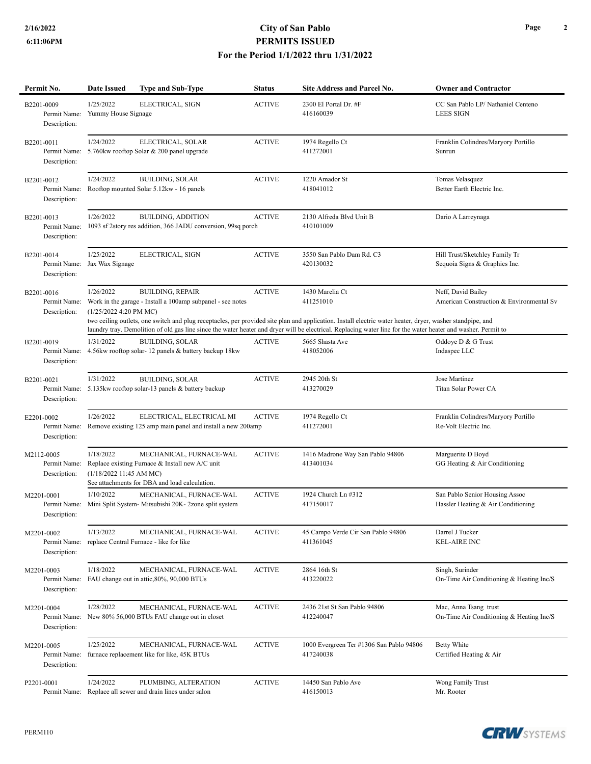# City of San Pablo
## PERMITS ISSUED
### For the Period 1/1/2022 thru 1/31/2022

| Permit No. | Date Issued | Type and Sub-Type | Status | Site Address and Parcel No. | Owner and Contractor |
|---|---|---|---|---|---|
| B2201-0009 | 1/25/2022 | ELECTRICAL, SIGN | ACTIVE | 2300 El Portal Dr. #F<br>416160039 | CC San Pablo LP/ Nathaniel Centeno<br>LEES SIGN |
| Permit Name: Yummy House Signage<br>Description: | | | | | |
| B2201-0011 | 1/24/2022 | ELECTRICAL, SOLAR | ACTIVE | 1974 Regello Ct<br>411272001 | Franklin Colindres/Maryory Portillo<br>Sunrun |
| Permit Name: 5.760kw rooftop Solar & 200 panel upgrade<br>Description: | | | | | |
| B2201-0012 | 1/24/2022 | BUILDING, SOLAR | ACTIVE | 1220 Amador St<br>418041012 | Tomas Velasquez<br>Better Earth Electric Inc. |
| Permit Name: Rooftop mounted Solar 5.12kw - 16 panels<br>Description: | | | | | |
| B2201-0013 | 1/26/2022 | BUILDING, ADDITION | ACTIVE | 2130 Alfreda Blvd Unit B<br>410101009 | Dario A Larreynaga |
| Permit Name: 1093 sf 2story res addition, 366 JADU conversion, 99sq porch<br>Description: | | | | | |
| B2201-0014 | 1/25/2022 | ELECTRICAL, SIGN | ACTIVE | 3550 San Pablo Dam Rd. C3<br>420130032 | Hill Trust/Sketchley Family Tr<br>Sequoia Signs & Graphics Inc. |
| Permit Name: Jax Wax Signage<br>Description: | | | | | |
| B2201-0016 | 1/26/2022 | BUILDING, REPAIR | ACTIVE | 1430 Marelia Ct<br>411251010 | Neff, David Bailey<br>American Construction & Environmental Sv |
| Permit Name: Work in the garage - Install a 100amp subpanel - see notes<br>Description: (1/25/2022 4:20 PM MC)<br>two ceiling outlets, one switch and plug receptacles, per provided site plan and application. Install electric water heater, dryer, washer standpipe, and laundry tray. Demolition of old gas line since the water heater and dryer will be electrical. Replacing water line for the water heater and washer. Permit to | | | | | |
| B2201-0019 | 1/31/2022 | BUILDING, SOLAR | ACTIVE | 5665 Shasta Ave<br>418052006 | Oddoye D & G Trust<br>Indaspec LLC |
| Permit Name: 4.56kw rooftop solar- 12 panels & battery backup 18kw<br>Description: | | | | | |
| B2201-0021 | 1/31/2022 | BUILDING, SOLAR | ACTIVE | 2945 20th St<br>413270029 | Jose Martinez<br>Titan Solar Power CA |
| Permit Name: 5.135kw rooftop solar-13 panels & battery backup<br>Description: | | | | | |
| E2201-0002 | 1/26/2022 | ELECTRICAL, ELECTRICAL MI | ACTIVE | 1974 Regello Ct<br>411272001 | Franklin Colindres/Maryory Portillo<br>Re-Volt Electric Inc. |
| Permit Name: Remove existing 125 amp main panel and install a new 200amp<br>Description: | | | | | |
| M2112-0005 | 1/18/2022 | MECHANICAL, FURNACE-WAL | ACTIVE | 1416 Madrone Way San Pablo 94806<br>413401034 | Marguerite D Boyd<br>GG Heating & Air Conditioning |
| Permit Name: Replace existing Furnace & Install new A/C unit<br>Description: (1/18/2022 11:45 AM MC)<br>See attachments for DBA and load calculation. | | | | | |
| M2201-0001 | 1/10/2022 | MECHANICAL, FURNACE-WAL | ACTIVE | 1924 Church Ln #312<br>417150017 | San Pablo Senior Housing Assoc<br>Hassler Heating & Air Conditioning |
| Permit Name: Mini Split System- Mitsubishi 20K- 2zone split system<br>Description: | | | | | |
| M2201-0002 | 1/13/2022 | MECHANICAL, FURNACE-WAL | ACTIVE | 45 Campo Verde Cir San Pablo 94806<br>411361045 | Darrel J Tucker<br>KEL-AIRE INC |
| Permit Name: replace Central Furnace - like for like<br>Description: | | | | | |
| M2201-0003 | 1/18/2022 | MECHANICAL, FURNACE-WAL | ACTIVE | 2864 16th St<br>413220022 | Singh, Surinder<br>On-Time Air Conditioning & Heating Inc/S |
| Permit Name: FAU change out in attic,80%, 90,000 BTUs<br>Description: | | | | | |
| M2201-0004 | 1/28/2022 | MECHANICAL, FURNACE-WAL | ACTIVE | 2436 21st St San Pablo 94806<br>412240047 | Mac, Anna Tsang trust<br>On-Time Air Conditioning & Heating Inc/S |
| Permit Name: New 80% 56,000 BTUs FAU change out in closet<br>Description: | | | | | |
| M2201-0005 | 1/25/2022 | MECHANICAL, FURNACE-WAL | ACTIVE | 1000 Evergreen Ter #1306 San Pablo 94806<br>417240038 | Betty White<br>Certified Heating & Air |
| Permit Name: furnace replacement like for like, 45K BTUs<br>Description: | | | | | |
| P2201-0001 | 1/24/2022 | PLUMBING, ALTERATION | ACTIVE | 14450 San Pablo Ave<br>416150013 | Wong Family Trust<br>Mr. Rooter |
| Permit Name: Replace all sewer and drain lines under salon | | | | | |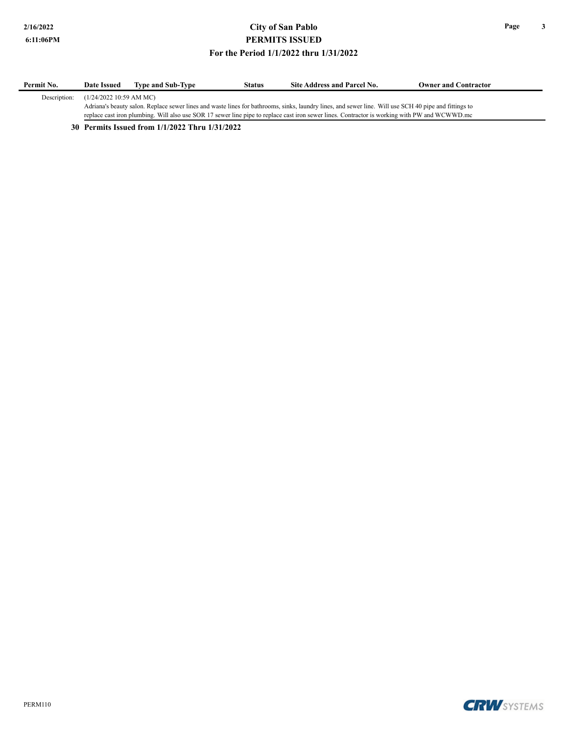| Permit No. | Date Issued | Type and Sub-Type | Status | Site Address and Parcel No. | Owner and Contractor |
|---|---|---|---|---|---|
| Description: | (1/24/2022 10:59 AM MC) Adriana's beauty salon. Replace sewer lines and waste lines for bathrooms, sinks, laundry lines, and sewer line. Will use SCH 40 pipe and fittings to replace cast iron plumbing. Will also use SOR 17 sewer line pipe to replace cast iron sewer lines. Contractor is working with PW and WCWWD.mc | | | | |

**30 Permits Issued from 1/1/2022 Thru 1/31/2022**